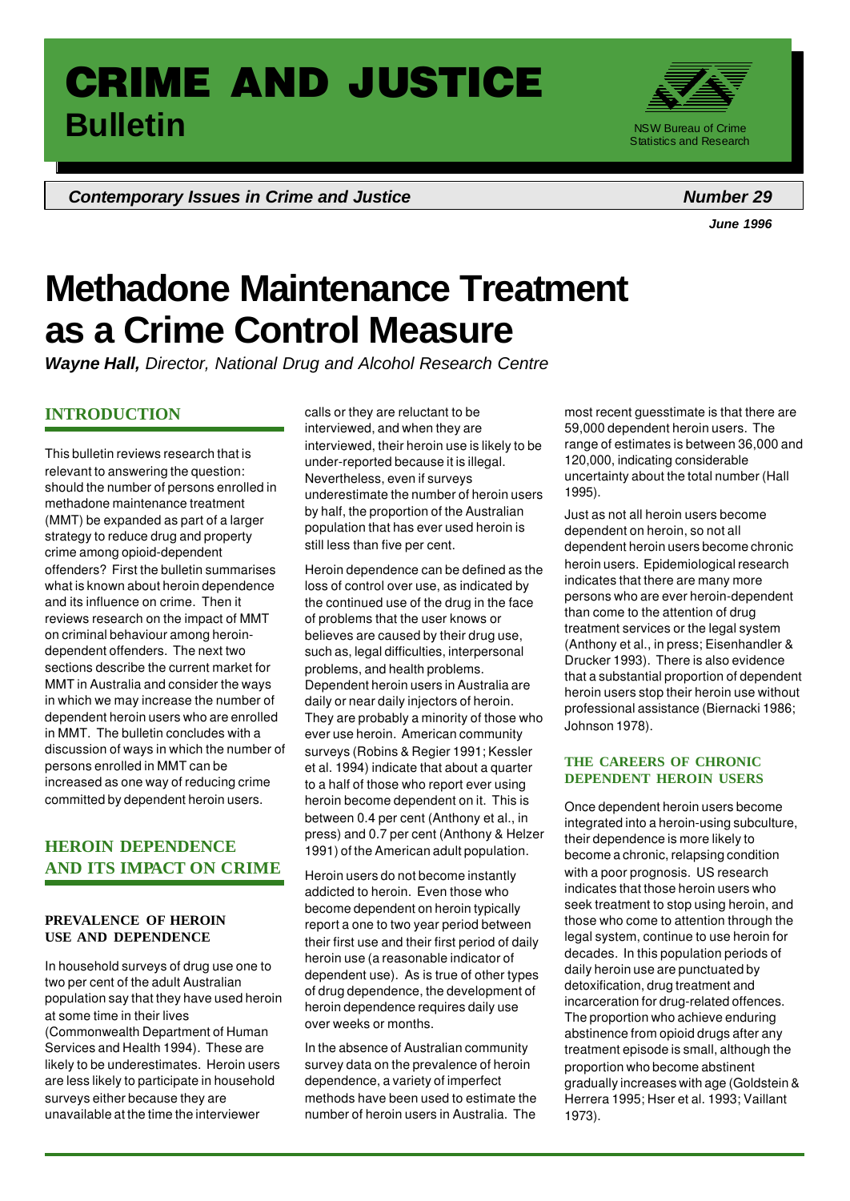# CRIME AND JUSTICE Bulletin

NSW Bureau of Crime Statistics and Research

***Contemporary Issues in Crime and Justice*** **Number 29**

***June 1996***

# Methadone Maintenance Treatment as a Crime Control Measure

***Wayne Hall,*** *Director, National Drug and Alcohol Research Centre*

## INTRODUCTION

This bulletin reviews research that is relevant to answering the question: should the number of persons enrolled in methadone maintenance treatment (MMT) be expanded as part of a larger strategy to reduce drug and property crime among opioid-dependent offenders? First the bulletin summarises what is known about heroin dependence and its influence on crime. Then it reviews research on the impact of MMT on criminal behaviour among heroin-dependent offenders. The next two sections describe the current market for MMT in Australia and consider the ways in which we may increase the number of dependent heroin users who are enrolled in MMT. The bulletin concludes with a discussion of ways in which the number of persons enrolled in MMT can be increased as one way of reducing crime committed by dependent heroin users.

## HEROIN DEPENDENCE AND ITS IMPACT ON CRIME

### PREVALENCE OF HEROIN USE AND DEPENDENCE

In household surveys of drug use one to two per cent of the adult Australian population say that they have used heroin at some time in their lives (Commonwealth Department of Human Services and Health 1994). These are likely to be underestimates. Heroin users are less likely to participate in household surveys either because they are unavailable at the time the interviewer calls or they are reluctant to be interviewed, and when they are interviewed, their heroin use is likely to be under-reported because it is illegal. Nevertheless, even if surveys underestimate the number of heroin users by half, the proportion of the Australian population that has ever used heroin is still less than five per cent.

Heroin dependence can be defined as the loss of control over use, as indicated by the continued use of the drug in the face of problems that the user knows or believes are caused by their drug use, such as, legal difficulties, interpersonal problems, and health problems. Dependent heroin users in Australia are daily or near daily injectors of heroin. They are probably a minority of those who ever use heroin. American community surveys (Robins & Regier 1991; Kessler et al. 1994) indicate that about a quarter to a half of those who report ever using heroin become dependent on it. This is between 0.4 per cent (Anthony et al., in press) and 0.7 per cent (Anthony & Helzer 1991) of the American adult population.

Heroin users do not become instantly addicted to heroin. Even those who become dependent on heroin typically report a one to two year period between their first use and their first period of daily heroin use (a reasonable indicator of dependent use). As is true of other types of drug dependence, the development of heroin dependence requires daily use over weeks or months.

In the absence of Australian community survey data on the prevalence of heroin dependence, a variety of imperfect methods have been used to estimate the number of heroin users in Australia. The most recent guesstimate is that there are 59,000 dependent heroin users. The range of estimates is between 36,000 and 120,000, indicating considerable uncertainty about the total number (Hall 1995).

Just as not all heroin users become dependent on heroin, so not all dependent heroin users become chronic heroin users. Epidemiological research indicates that there are many more persons who are ever heroin-dependent than come to the attention of drug treatment services or the legal system (Anthony et al., in press; Eisenhandler & Drucker 1993). There is also evidence that a substantial proportion of dependent heroin users stop their heroin use without professional assistance (Biernacki 1986; Johnson 1978).

### THE CAREERS OF CHRONIC DEPENDENT HEROIN USERS

Once dependent heroin users become integrated into a heroin-using subculture, their dependence is more likely to become a chronic, relapsing condition with a poor prognosis. US research indicates that those heroin users who seek treatment to stop using heroin, and those who come to attention through the legal system, continue to use heroin for decades. In this population periods of daily heroin use are punctuated by detoxification, drug treatment and incarceration for drug-related offences. The proportion who achieve enduring abstinence from opioid drugs after any treatment episode is small, although the proportion who become abstinent gradually increases with age (Goldstein & Herrera 1995; Hser et al. 1993; Vaillant 1973).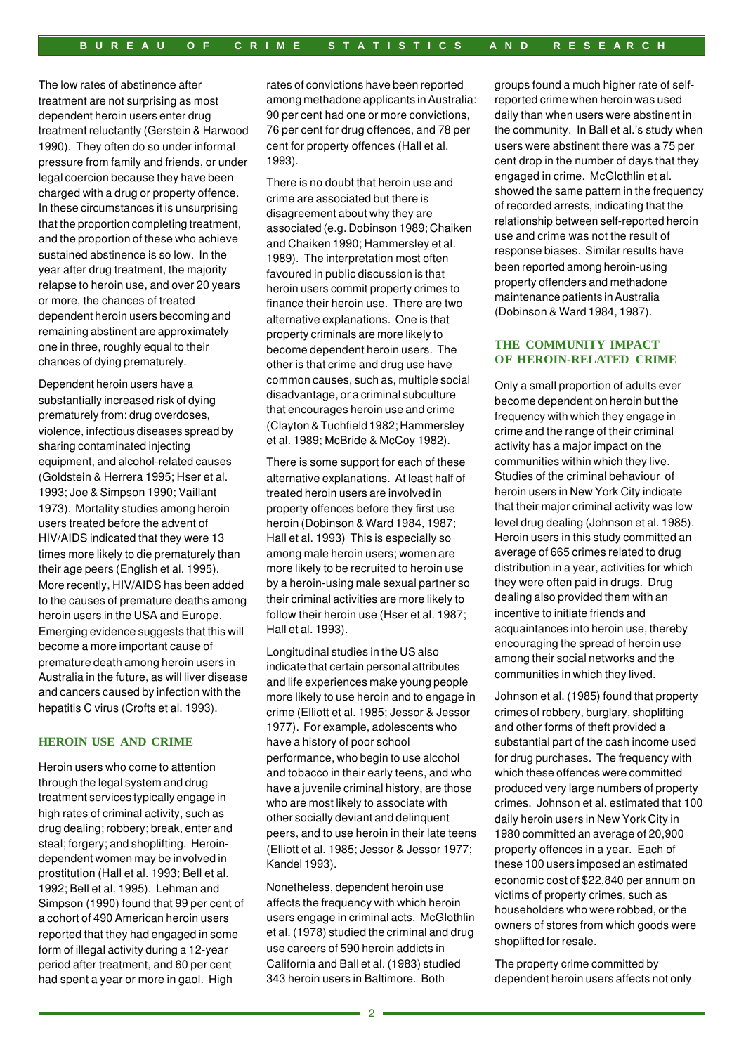The low rates of abstinence after treatment are not surprising as most dependent heroin users enter drug treatment reluctantly (Gerstein & Harwood 1990). They often do so under informal pressure from family and friends, or under legal coercion because they have been charged with a drug or property offence. In these circumstances it is unsurprising that the proportion completing treatment, and the proportion of these who achieve sustained abstinence is so low. In the year after drug treatment, the majority relapse to heroin use, and over 20 years or more, the chances of treated dependent heroin users becoming and remaining abstinent are approximately one in three, roughly equal to their chances of dying prematurely.

Dependent heroin users have a substantially increased risk of dying prematurely from: drug overdoses, violence, infectious diseases spread by sharing contaminated injecting equipment, and alcohol-related causes (Goldstein & Herrera 1995; Hser et al. 1993; Joe & Simpson 1990; Vaillant 1973). Mortality studies among heroin users treated before the advent of HIV/AIDS indicated that they were 13 times more likely to die prematurely than their age peers (English et al. 1995). More recently, HIV/AIDS has been added to the causes of premature deaths among heroin users in the USA and Europe. Emerging evidence suggests that this will become a more important cause of premature death among heroin users in Australia in the future, as will liver disease and cancers caused by infection with the hepatitis C virus (Crofts et al. 1993).

## HEROIN USE AND CRIME

Heroin users who come to attention through the legal system and drug treatment services typically engage in high rates of criminal activity, such as drug dealing; robbery; break, enter and steal; forgery; and shoplifting. Heroin-dependent women may be involved in prostitution (Hall et al. 1993; Bell et al. 1992; Bell et al. 1995). Lehman and Simpson (1990) found that 99 per cent of a cohort of 490 American heroin users reported that they had engaged in some form of illegal activity during a 12-year period after treatment, and 60 per cent had spent a year or more in gaol. High rates of convictions have been reported among methadone applicants in Australia: 90 per cent had one or more convictions, 76 per cent for drug offences, and 78 per cent for property offences (Hall et al. 1993).

There is no doubt that heroin use and crime are associated but there is disagreement about why they are associated (e.g. Dobinson 1989; Chaiken and Chaiken 1990; Hammersley et al. 1989). The interpretation most often favoured in public discussion is that heroin users commit property crimes to finance their heroin use. There are two alternative explanations. One is that property criminals are more likely to become dependent heroin users. The other is that crime and drug use have common causes, such as, multiple social disadvantage, or a criminal subculture that encourages heroin use and crime (Clayton & Tuchfield 1982; Hammersley et al. 1989; McBride & McCoy 1982).

There is some support for each of these alternative explanations. At least half of treated heroin users are involved in property offences before they first use heroin (Dobinson & Ward 1984, 1987; Hall et al. 1993) This is especially so among male heroin users; women are more likely to be recruited to heroin use by a heroin-using male sexual partner so their criminal activities are more likely to follow their heroin use (Hser et al. 1987; Hall et al. 1993).

Longitudinal studies in the US also indicate that certain personal attributes and life experiences make young people more likely to use heroin and to engage in crime (Elliott et al. 1985; Jessor & Jessor 1977). For example, adolescents who have a history of poor school performance, who begin to use alcohol and tobacco in their early teens, and who have a juvenile criminal history, are those who are most likely to associate with other socially deviant and delinquent peers, and to use heroin in their late teens (Elliott et al. 1985; Jessor & Jessor 1977; Kandel 1993).

Nonetheless, dependent heroin use affects the frequency with which heroin users engage in criminal acts. McGlothlin et al. (1978) studied the criminal and drug use careers of 590 heroin addicts in California and Ball et al. (1983) studied 343 heroin users in Baltimore. Both groups found a much higher rate of self-reported crime when heroin was used daily than when users were abstinent in the community. In Ball et al.'s study when users were abstinent there was a 75 per cent drop in the number of days that they engaged in crime. McGlothlin et al. showed the same pattern in the frequency of recorded arrests, indicating that the relationship between self-reported heroin use and crime was not the result of response biases. Similar results have been reported among heroin-using property offenders and methadone maintenance patients in Australia (Dobinson & Ward 1984, 1987).

## THE COMMUNITY IMPACT OF HEROIN-RELATED CRIME

Only a small proportion of adults ever become dependent on heroin but the frequency with which they engage in crime and the range of their criminal activity has a major impact on the communities within which they live. Studies of the criminal behaviour of heroin users in New York City indicate that their major criminal activity was low level drug dealing (Johnson et al. 1985). Heroin users in this study committed an average of 665 crimes related to drug distribution in a year, activities for which they were often paid in drugs. Drug dealing also provided them with an incentive to initiate friends and acquaintances into heroin use, thereby encouraging the spread of heroin use among their social networks and the communities in which they lived.

Johnson et al. (1985) found that property crimes of robbery, burglary, shoplifting and other forms of theft provided a substantial part of the cash income used for drug purchases. The frequency with which these offences were committed produced very large numbers of property crimes. Johnson et al. estimated that 100 daily heroin users in New York City in 1980 committed an average of 20,900 property offences in a year. Each of these 100 users imposed an estimated economic cost of $22,840 per annum on victims of property crimes, such as householders who were robbed, or the owners of stores from which goods were shoplifted for resale.

The property crime committed by dependent heroin users affects not only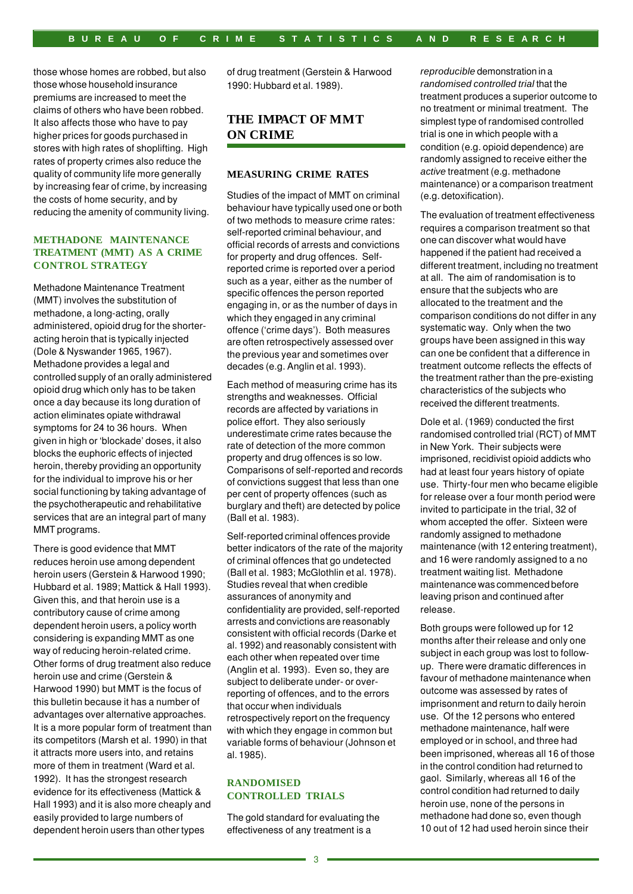those whose homes are robbed, but also those whose household insurance premiums are increased to meet the claims of others who have been robbed. It also affects those who have to pay higher prices for goods purchased in stores with high rates of shoplifting. High rates of property crimes also reduce the quality of community life more generally by increasing fear of crime, by increasing the costs of home security, and by reducing the amenity of community living.

### METHADONE MAINTENANCE TREATMENT (MMT) AS A CRIME CONTROL STRATEGY

Methadone Maintenance Treatment (MMT) involves the substitution of methadone, a long-acting, orally administered, opioid drug for the shorter-acting heroin that is typically injected (Dole & Nyswander 1965, 1967). Methadone provides a legal and controlled supply of an orally administered opioid drug which only has to be taken once a day because its long duration of action eliminates opiate withdrawal symptoms for 24 to 36 hours. When given in high or 'blockade' doses, it also blocks the euphoric effects of injected heroin, thereby providing an opportunity for the individual to improve his or her social functioning by taking advantage of the psychotherapeutic and rehabilitative services that are an integral part of many MMT programs.

There is good evidence that MMT reduces heroin use among dependent heroin users (Gerstein & Harwood 1990; Hubbard et al. 1989; Mattick & Hall 1993). Given this, and that heroin use is a contributory cause of crime among dependent heroin users, a policy worth considering is expanding MMT as one way of reducing heroin-related crime. Other forms of drug treatment also reduce heroin use and crime (Gerstein & Harwood 1990) but MMT is the focus of this bulletin because it has a number of advantages over alternative approaches. It is a more popular form of treatment than its competitors (Marsh et al. 1990) in that it attracts more users into, and retains more of them in treatment (Ward et al. 1992). It has the strongest research evidence for its effectiveness (Mattick & Hall 1993) and it is also more cheaply and easily provided to large numbers of dependent heroin users than other types of drug treatment (Gerstein & Harwood 1990: Hubbard et al. 1989).

## THE IMPACT OF MMT ON CRIME

### MEASURING CRIME RATES

Studies of the impact of MMT on criminal behaviour have typically used one or both of two methods to measure crime rates: self-reported criminal behaviour, and official records of arrests and convictions for property and drug offences. Self-reported crime is reported over a period such as a year, either as the number of specific offences the person reported engaging in, or as the number of days in which they engaged in any criminal offence ('crime days'). Both measures are often retrospectively assessed over the previous year and sometimes over decades (e.g. Anglin et al. 1993).

Each method of measuring crime has its strengths and weaknesses. Official records are affected by variations in police effort. They also seriously underestimate crime rates because the rate of detection of the more common property and drug offences is so low. Comparisons of self-reported and records of convictions suggest that less than one per cent of property offences (such as burglary and theft) are detected by police (Ball et al. 1983).

Self-reported criminal offences provide better indicators of the rate of the majority of criminal offences that go undetected (Ball et al. 1983; McGlothlin et al. 1978). Studies reveal that when credible assurances of anonymity and confidentiality are provided, self-reported arrests and convictions are reasonably consistent with official records (Darke et al. 1992) and reasonably consistent with each other when repeated over time (Anglin et al. 1993). Even so, they are subject to deliberate under- or over-reporting of offences, and to the errors that occur when individuals retrospectively report on the frequency with which they engage in common but variable forms of behaviour (Johnson et al. 1985).

### RANDOMISED CONTROLLED TRIALS

The gold standard for evaluating the effectiveness of any treatment is a *reproducible* demonstration in a *randomised controlled trial* that the treatment produces a superior outcome to no treatment or minimal treatment. The simplest type of randomised controlled trial is one in which people with a condition (e.g. opioid dependence) are randomly assigned to receive either the *active* treatment (e.g. methadone maintenance) or a comparison treatment (e.g. detoxification).

The evaluation of treatment effectiveness requires a comparison treatment so that one can discover what would have happened if the patient had received a different treatment, including no treatment at all. The aim of randomisation is to ensure that the subjects who are allocated to the treatment and the comparison conditions do not differ in any systematic way. Only when the two groups have been assigned in this way can one be confident that a difference in treatment outcome reflects the effects of the treatment rather than the pre-existing characteristics of the subjects who received the different treatments.

Dole et al. (1969) conducted the first randomised controlled trial (RCT) of MMT in New York. Their subjects were imprisoned, recidivist opioid addicts who had at least four years history of opiate use. Thirty-four men who became eligible for release over a four month period were invited to participate in the trial, 32 of whom accepted the offer. Sixteen were randomly assigned to methadone maintenance (with 12 entering treatment), and 16 were randomly assigned to a no treatment waiting list. Methadone maintenance was commenced before leaving prison and continued after release.

Both groups were followed up for 12 months after their release and only one subject in each group was lost to follow-up. There were dramatic differences in favour of methadone maintenance when outcome was assessed by rates of imprisonment and return to daily heroin use. Of the 12 persons who entered methadone maintenance, half were employed or in school, and three had been imprisoned, whereas all 16 of those in the control condition had returned to gaol. Similarly, whereas all 16 of the control condition had returned to daily heroin use, none of the persons in methadone had done so, even though 10 out of 12 had used heroin since their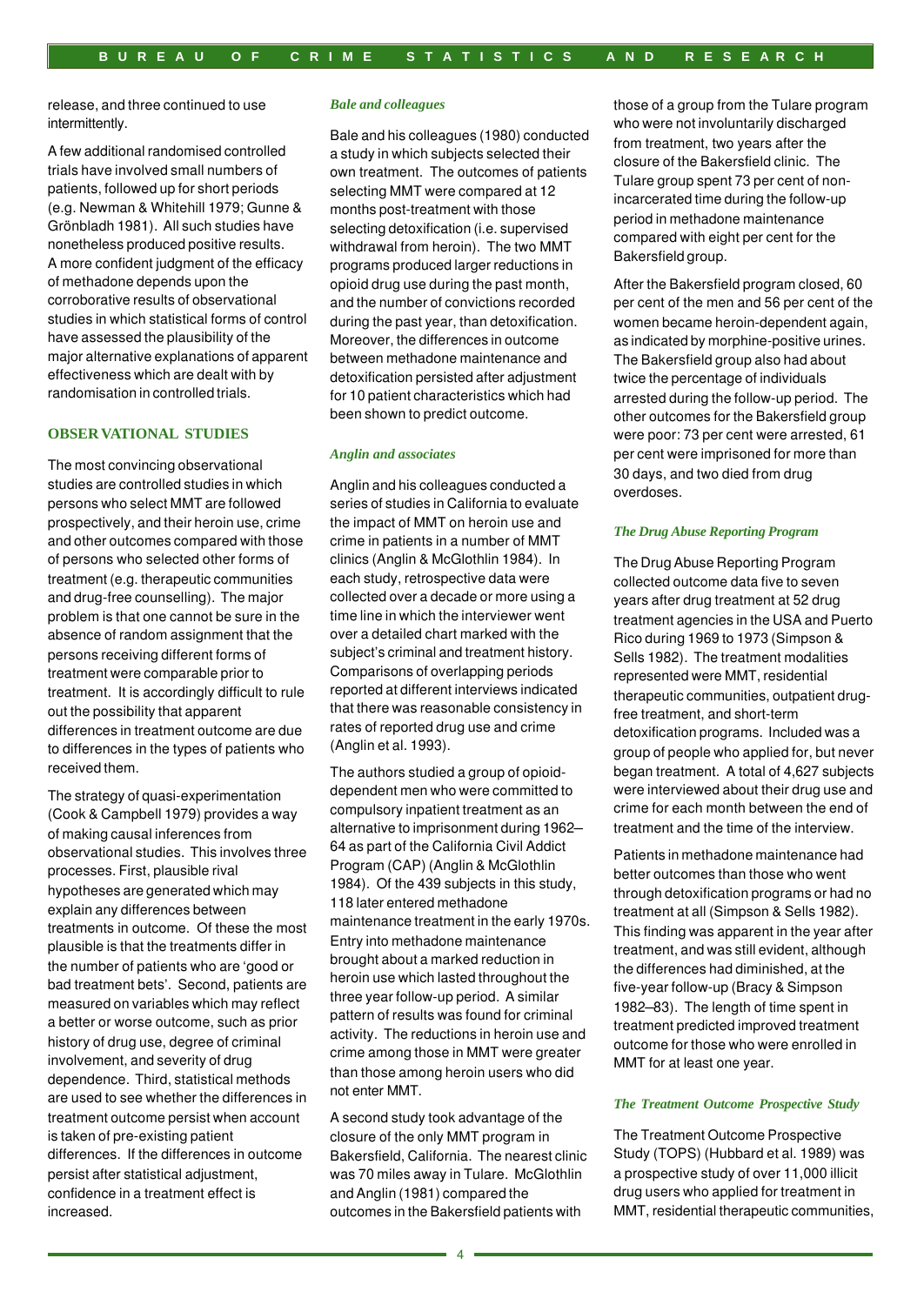release, and three continued to use intermittently.

A few additional randomised controlled trials have involved small numbers of patients, followed up for short periods (e.g. Newman & Whitehill 1979; Gunne & Grönbladh 1981). All such studies have nonetheless produced positive results. A more confident judgment of the efficacy of methadone depends upon the corroborative results of observational studies in which statistical forms of control have assessed the plausibility of the major alternative explanations of apparent effectiveness which are dealt with by randomisation in controlled trials.

## OBSERVATIONAL STUDIES

The most convincing observational studies are controlled studies in which persons who select MMT are followed prospectively, and their heroin use, crime and other outcomes compared with those of persons who selected other forms of treatment (e.g. therapeutic communities and drug-free counselling). The major problem is that one cannot be sure in the absence of random assignment that the persons receiving different forms of treatment were comparable prior to treatment. It is accordingly difficult to rule out the possibility that apparent differences in treatment outcome are due to differences in the types of patients who received them.

The strategy of quasi-experimentation (Cook & Campbell 1979) provides a way of making causal inferences from observational studies. This involves three processes. First, plausible rival hypotheses are generated which may explain any differences between treatments in outcome. Of these the most plausible is that the treatments differ in the number of patients who are 'good or bad treatment bets'. Second, patients are measured on variables which may reflect a better or worse outcome, such as prior history of drug use, degree of criminal involvement, and severity of drug dependence. Third, statistical methods are used to see whether the differences in treatment outcome persist when account is taken of pre-existing patient differences. If the differences in outcome persist after statistical adjustment, confidence in a treatment effect is increased.

### *Bale and colleagues*

Bale and his colleagues (1980) conducted a study in which subjects selected their own treatment. The outcomes of patients selecting MMT were compared at 12 months post-treatment with those selecting detoxification (i.e. supervised withdrawal from heroin). The two MMT programs produced larger reductions in opioid drug use during the past month, and the number of convictions recorded during the past year, than detoxification. Moreover, the differences in outcome between methadone maintenance and detoxification persisted after adjustment for 10 patient characteristics which had been shown to predict outcome.

### *Anglin and associates*

Anglin and his colleagues conducted a series of studies in California to evaluate the impact of MMT on heroin use and crime in patients in a number of MMT clinics (Anglin & McGlothlin 1984). In each study, retrospective data were collected over a decade or more using a time line in which the interviewer went over a detailed chart marked with the subject's criminal and treatment history. Comparisons of overlapping periods reported at different interviews indicated that there was reasonable consistency in rates of reported drug use and crime (Anglin et al. 1993).

The authors studied a group of opioid-dependent men who were committed to compulsory inpatient treatment as an alternative to imprisonment during 1962–64 as part of the California Civil Addict Program (CAP) (Anglin & McGlothlin 1984). Of the 439 subjects in this study, 118 later entered methadone maintenance treatment in the early 1970s. Entry into methadone maintenance brought about a marked reduction in heroin use which lasted throughout the three year follow-up period. A similar pattern of results was found for criminal activity. The reductions in heroin use and crime among those in MMT were greater than those among heroin users who did not enter MMT.

A second study took advantage of the closure of the only MMT program in Bakersfield, California. The nearest clinic was 70 miles away in Tulare. McGlothlin and Anglin (1981) compared the outcomes in the Bakersfield patients with those of a group from the Tulare program who were not involuntarily discharged from treatment, two years after the closure of the Bakersfield clinic. The Tulare group spent 73 per cent of non-incarcerated time during the follow-up period in methadone maintenance compared with eight per cent for the Bakersfield group.

After the Bakersfield program closed, 60 per cent of the men and 56 per cent of the women became heroin-dependent again, as indicated by morphine-positive urines. The Bakersfield group also had about twice the percentage of individuals arrested during the follow-up period. The other outcomes for the Bakersfield group were poor: 73 per cent were arrested, 61 per cent were imprisoned for more than 30 days, and two died from drug overdoses.

### *The Drug Abuse Reporting Program*

The Drug Abuse Reporting Program collected outcome data five to seven years after drug treatment at 52 drug treatment agencies in the USA and Puerto Rico during 1969 to 1973 (Simpson & Sells 1982). The treatment modalities represented were MMT, residential therapeutic communities, outpatient drug-free treatment, and short-term detoxification programs. Included was a group of people who applied for, but never began treatment. A total of 4,627 subjects were interviewed about their drug use and crime for each month between the end of treatment and the time of the interview.

Patients in methadone maintenance had better outcomes than those who went through detoxification programs or had no treatment at all (Simpson & Sells 1982). This finding was apparent in the year after treatment, and was still evident, although the differences had diminished, at the five-year follow-up (Bracy & Simpson 1982–83). The length of time spent in treatment predicted improved treatment outcome for those who were enrolled in MMT for at least one year.

### *The Treatment Outcome Prospective Study*

The Treatment Outcome Prospective Study (TOPS) (Hubbard et al. 1989) was a prospective study of over 11,000 illicit drug users who applied for treatment in MMT, residential therapeutic communities,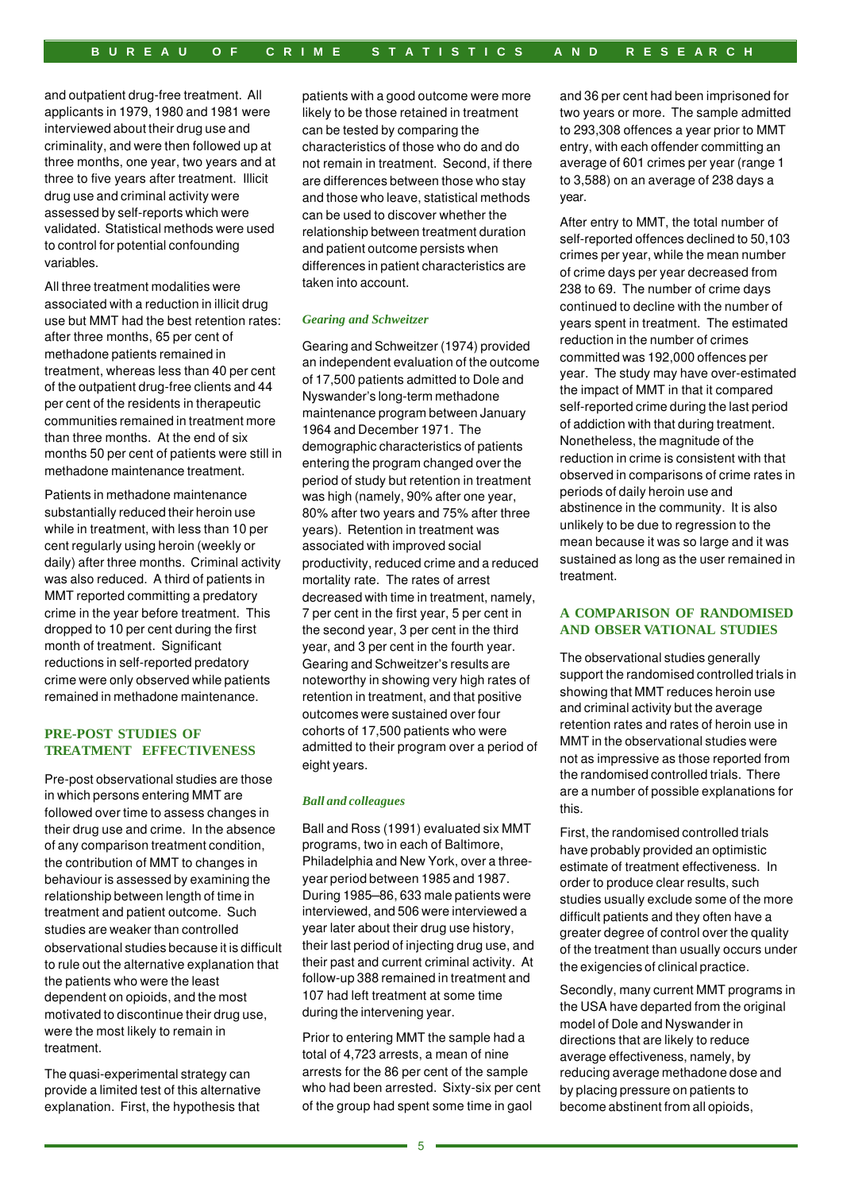and outpatient drug-free treatment. All applicants in 1979, 1980 and 1981 were interviewed about their drug use and criminality, and were then followed up at three months, one year, two years and at three to five years after treatment. Illicit drug use and criminal activity were assessed by self-reports which were validated. Statistical methods were used to control for potential confounding variables.

All three treatment modalities were associated with a reduction in illicit drug use but MMT had the best retention rates: after three months, 65 per cent of methadone patients remained in treatment, whereas less than 40 per cent of the outpatient drug-free clients and 44 per cent of the residents in therapeutic communities remained in treatment more than three months. At the end of six months 50 per cent of patients were still in methadone maintenance treatment.

Patients in methadone maintenance substantially reduced their heroin use while in treatment, with less than 10 per cent regularly using heroin (weekly or daily) after three months. Criminal activity was also reduced. A third of patients in MMT reported committing a predatory crime in the year before treatment. This dropped to 10 per cent during the first month of treatment. Significant reductions in self-reported predatory crime were only observed while patients remained in methadone maintenance.

## PRE-POST STUDIES OF TREATMENT EFFECTIVENESS

Pre-post observational studies are those in which persons entering MMT are followed over time to assess changes in their drug use and crime. In the absence of any comparison treatment condition, the contribution of MMT to changes in behaviour is assessed by examining the relationship between length of time in treatment and patient outcome. Such studies are weaker than controlled observational studies because it is difficult to rule out the alternative explanation that the patients who were the least dependent on opioids, and the most motivated to discontinue their drug use, were the most likely to remain in treatment.

The quasi-experimental strategy can provide a limited test of this alternative explanation. First, the hypothesis that patients with a good outcome were more likely to be those retained in treatment can be tested by comparing the characteristics of those who do and do not remain in treatment. Second, if there are differences between those who stay and those who leave, statistical methods can be used to discover whether the relationship between treatment duration and patient outcome persists when differences in patient characteristics are taken into account.

### *Gearing and Schweitzer*

Gearing and Schweitzer (1974) provided an independent evaluation of the outcome of 17,500 patients admitted to Dole and Nyswander's long-term methadone maintenance program between January 1964 and December 1971. The demographic characteristics of patients entering the program changed over the period of study but retention in treatment was high (namely, 90% after one year, 80% after two years and 75% after three years). Retention in treatment was associated with improved social productivity, reduced crime and a reduced mortality rate. The rates of arrest decreased with time in treatment, namely, 7 per cent in the first year, 5 per cent in the second year, 3 per cent in the third year, and 3 per cent in the fourth year. Gearing and Schweitzer's results are noteworthy in showing very high rates of retention in treatment, and that positive outcomes were sustained over four cohorts of 17,500 patients who were admitted to their program over a period of eight years.

### *Ball and colleagues*

Ball and Ross (1991) evaluated six MMT programs, two in each of Baltimore, Philadelphia and New York, over a three-year period between 1985 and 1987. During 1985–86, 633 male patients were interviewed, and 506 were interviewed a year later about their drug use history, their last period of injecting drug use, and their past and current criminal activity. At follow-up 388 remained in treatment and 107 had left treatment at some time during the intervening year.

Prior to entering MMT the sample had a total of 4,723 arrests, a mean of nine arrests for the 86 per cent of the sample who had been arrested. Sixty-six per cent of the group had spent some time in gaol and 36 per cent had been imprisoned for two years or more. The sample admitted to 293,308 offences a year prior to MMT entry, with each offender committing an average of 601 crimes per year (range 1 to 3,588) on an average of 238 days a year.

After entry to MMT, the total number of self-reported offences declined to 50,103 crimes per year, while the mean number of crime days per year decreased from 238 to 69. The number of crime days continued to decline with the number of years spent in treatment. The estimated reduction in the number of crimes committed was 192,000 offences per year. The study may have over-estimated the impact of MMT in that it compared self-reported crime during the last period of addiction with that during treatment. Nonetheless, the magnitude of the reduction in crime is consistent with that observed in comparisons of crime rates in periods of daily heroin use and abstinence in the community. It is also unlikely to be due to regression to the mean because it was so large and it was sustained as long as the user remained in treatment.

## A COMPARISON OF RANDOMISED AND OBSERVATIONAL STUDIES

The observational studies generally support the randomised controlled trials in showing that MMT reduces heroin use and criminal activity but the average retention rates and rates of heroin use in MMT in the observational studies were not as impressive as those reported from the randomised controlled trials. There are a number of possible explanations for this.

First, the randomised controlled trials have probably provided an optimistic estimate of treatment effectiveness. In order to produce clear results, such studies usually exclude some of the more difficult patients and they often have a greater degree of control over the quality of the treatment than usually occurs under the exigencies of clinical practice.

Secondly, many current MMT programs in the USA have departed from the original model of Dole and Nyswander in directions that are likely to reduce average effectiveness, namely, by reducing average methadone dose and by placing pressure on patients to become abstinent from all opioids,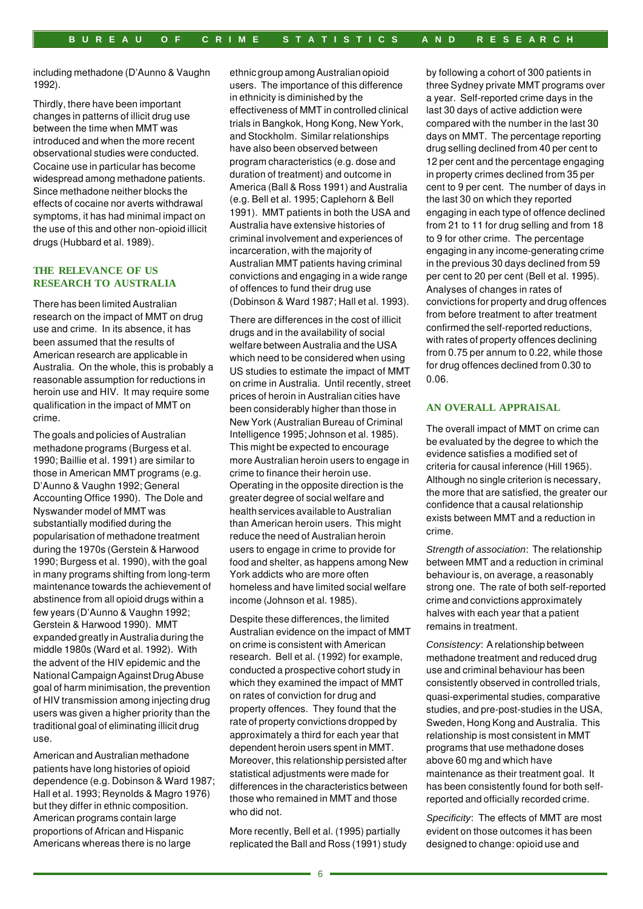including methadone (D'Aunno & Vaughn 1992).

Thirdly, there have been important changes in patterns of illicit drug use between the time when MMT was introduced and when the more recent observational studies were conducted. Cocaine use in particular has become widespread among methadone patients. Since methadone neither blocks the effects of cocaine nor averts withdrawal symptoms, it has had minimal impact on the use of this and other non-opioid illicit drugs (Hubbard et al. 1989).

## THE RELEVANCE OF US RESEARCH TO AUSTRALIA

There has been limited Australian research on the impact of MMT on drug use and crime. In its absence, it has been assumed that the results of American research are applicable in Australia. On the whole, this is probably a reasonable assumption for reductions in heroin use and HIV. It may require some qualification in the impact of MMT on crime.

The goals and policies of Australian methadone programs (Burgess et al. 1990; Baillie et al. 1991) are similar to those in American MMT programs (e.g. D'Aunno & Vaughn 1992; General Accounting Office 1990). The Dole and Nyswander model of MMT was substantially modified during the popularisation of methadone treatment during the 1970s (Gerstein & Harwood 1990; Burgess et al. 1990), with the goal in many programs shifting from long-term maintenance towards the achievement of abstinence from all opioid drugs within a few years (D'Aunno & Vaughn 1992; Gerstein & Harwood 1990). MMT expanded greatly in Australia during the middle 1980s (Ward et al. 1992). With the advent of the HIV epidemic and the National Campaign Against Drug Abuse goal of harm minimisation, the prevention of HIV transmission among injecting drug users was given a higher priority than the traditional goal of eliminating illicit drug use.

American and Australian methadone patients have long histories of opioid dependence (e.g. Dobinson & Ward 1987; Hall et al. 1993; Reynolds & Magro 1976) but they differ in ethnic composition. American programs contain large proportions of African and Hispanic Americans whereas there is no large ethnic group among Australian opioid users. The importance of this difference in ethnicity is diminished by the effectiveness of MMT in controlled clinical trials in Bangkok, Hong Kong, New York, and Stockholm. Similar relationships have also been observed between program characteristics (e.g. dose and duration of treatment) and outcome in America (Ball & Ross 1991) and Australia (e.g. Bell et al. 1995; Caplehorn & Bell 1991). MMT patients in both the USA and Australia have extensive histories of criminal involvement and experiences of incarceration, with the majority of Australian MMT patients having criminal convictions and engaging in a wide range of offences to fund their drug use (Dobinson & Ward 1987; Hall et al. 1993).

There are differences in the cost of illicit drugs and in the availability of social welfare between Australia and the USA which need to be considered when using US studies to estimate the impact of MMT on crime in Australia. Until recently, street prices of heroin in Australian cities have been considerably higher than those in New York (Australian Bureau of Criminal Intelligence 1995; Johnson et al. 1985). This might be expected to encourage more Australian heroin users to engage in crime to finance their heroin use. Operating in the opposite direction is the greater degree of social welfare and health services available to Australian than American heroin users. This might reduce the need of Australian heroin users to engage in crime to provide for food and shelter, as happens among New York addicts who are more often homeless and have limited social welfare income (Johnson et al. 1985).

Despite these differences, the limited Australian evidence on the impact of MMT on crime is consistent with American research. Bell et al. (1992) for example, conducted a prospective cohort study in which they examined the impact of MMT on rates of conviction for drug and property offences. They found that the rate of property convictions dropped by approximately a third for each year that dependent heroin users spent in MMT. Moreover, this relationship persisted after statistical adjustments were made for differences in the characteristics between those who remained in MMT and those who did not.

More recently, Bell et al. (1995) partially replicated the Ball and Ross (1991) study by following a cohort of 300 patients in three Sydney private MMT programs over a year. Self-reported crime days in the last 30 days of active addiction were compared with the number in the last 30 days on MMT. The percentage reporting drug selling declined from 40 per cent to 12 per cent and the percentage engaging in property crimes declined from 35 per cent to 9 per cent. The number of days in the last 30 on which they reported engaging in each type of offence declined from 21 to 11 for drug selling and from 18 to 9 for other crime. The percentage engaging in any income-generating crime in the previous 30 days declined from 59 per cent to 20 per cent (Bell et al. 1995). Analyses of changes in rates of convictions for property and drug offences from before treatment to after treatment confirmed the self-reported reductions, with rates of property offences declining from 0.75 per annum to 0.22, while those for drug offences declined from 0.30 to 0.06.

## AN OVERALL APPRAISAL

The overall impact of MMT on crime can be evaluated by the degree to which the evidence satisfies a modified set of criteria for causal inference (Hill 1965). Although no single criterion is necessary, the more that are satisfied, the greater our confidence that a causal relationship exists between MMT and a reduction in crime.

*Strength of association*: The relationship between MMT and a reduction in criminal behaviour is, on average, a reasonably strong one. The rate of both self-reported crime and convictions approximately halves with each year that a patient remains in treatment.

*Consistency*: A relationship between methadone treatment and reduced drug use and criminal behaviour has been consistently observed in controlled trials, quasi-experimental studies, comparative studies, and pre-post-studies in the USA, Sweden, Hong Kong and Australia. This relationship is most consistent in MMT programs that use methadone doses above 60 mg and which have maintenance as their treatment goal. It has been consistently found for both self-reported and officially recorded crime.

*Specificity*: The effects of MMT are most evident on those outcomes it has been designed to change: opioid use and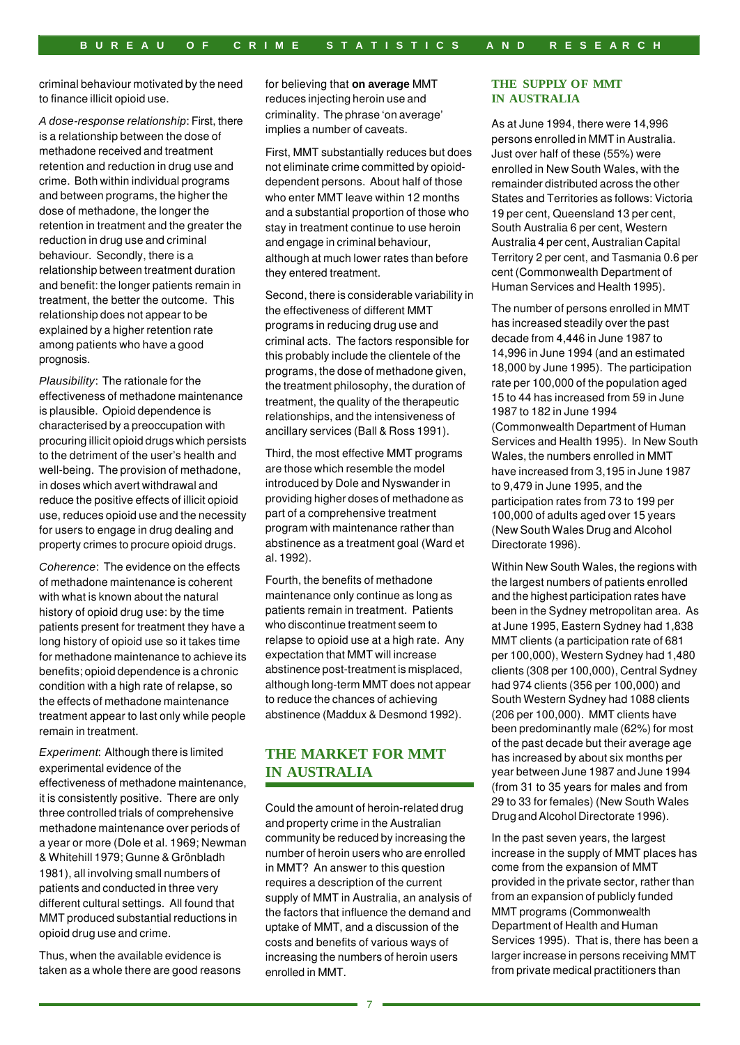criminal behaviour motivated by the need to finance illicit opioid use.

*A dose-response relationship*: First, there is a relationship between the dose of methadone received and treatment retention and reduction in drug use and crime. Both within individual programs and between programs, the higher the dose of methadone, the longer the retention in treatment and the greater the reduction in drug use and criminal behaviour. Secondly, there is a relationship between treatment duration and benefit: the longer patients remain in treatment, the better the outcome. This relationship does not appear to be explained by a higher retention rate among patients who have a good prognosis.

*Plausibility*: The rationale for the effectiveness of methadone maintenance is plausible. Opioid dependence is characterised by a preoccupation with procuring illicit opioid drugs which persists to the detriment of the user's health and well-being. The provision of methadone, in doses which avert withdrawal and reduce the positive effects of illicit opioid use, reduces opioid use and the necessity for users to engage in drug dealing and property crimes to procure opioid drugs.

*Coherence*: The evidence on the effects of methadone maintenance is coherent with what is known about the natural history of opioid drug use: by the time patients present for treatment they have a long history of opioid use so it takes time for methadone maintenance to achieve its benefits; opioid dependence is a chronic condition with a high rate of relapse, so the effects of methadone maintenance treatment appear to last only while people remain in treatment.

*Experiment*: Although there is limited experimental evidence of the effectiveness of methadone maintenance, it is consistently positive. There are only three controlled trials of comprehensive methadone maintenance over periods of a year or more (Dole et al. 1969; Newman & Whitehill 1979; Gunne & Grönbladh 1981), all involving small numbers of patients and conducted in three very different cultural settings. All found that MMT produced substantial reductions in opioid drug use and crime.

Thus, when the available evidence is taken as a whole there are good reasons for believing that **on average** MMT reduces injecting heroin use and criminality. The phrase 'on average' implies a number of caveats.

First, MMT substantially reduces but does not eliminate crime committed by opioid-dependent persons. About half of those who enter MMT leave within 12 months and a substantial proportion of those who stay in treatment continue to use heroin and engage in criminal behaviour, although at much lower rates than before they entered treatment.

Second, there is considerable variability in the effectiveness of different MMT programs in reducing drug use and criminal acts. The factors responsible for this probably include the clientele of the programs, the dose of methadone given, the treatment philosophy, the duration of treatment, the quality of the therapeutic relationships, and the intensiveness of ancillary services (Ball & Ross 1991).

Third, the most effective MMT programs are those which resemble the model introduced by Dole and Nyswander in providing higher doses of methadone as part of a comprehensive treatment program with maintenance rather than abstinence as a treatment goal (Ward et al. 1992).

Fourth, the benefits of methadone maintenance only continue as long as patients remain in treatment. Patients who discontinue treatment seem to relapse to opioid use at a high rate. Any expectation that MMT will increase abstinence post-treatment is misplaced, although long-term MMT does not appear to reduce the chances of achieving abstinence (Maddux & Desmond 1992).

## THE MARKET FOR MMT IN AUSTRALIA

Could the amount of heroin-related drug and property crime in the Australian community be reduced by increasing the number of heroin users who are enrolled in MMT? An answer to this question requires a description of the current supply of MMT in Australia, an analysis of the factors that influence the demand and uptake of MMT, and a discussion of the costs and benefits of various ways of increasing the numbers of heroin users enrolled in MMT.

### THE SUPPLY OF MMT IN AUSTRALIA

As at June 1994, there were 14,996 persons enrolled in MMT in Australia. Just over half of these (55%) were enrolled in New South Wales, with the remainder distributed across the other States and Territories as follows: Victoria 19 per cent, Queensland 13 per cent, South Australia 6 per cent, Western Australia 4 per cent, Australian Capital Territory 2 per cent, and Tasmania 0.6 per cent (Commonwealth Department of Human Services and Health 1995).

The number of persons enrolled in MMT has increased steadily over the past decade from 4,446 in June 1987 to 14,996 in June 1994 (and an estimated 18,000 by June 1995). The participation rate per 100,000 of the population aged 15 to 44 has increased from 59 in June 1987 to 182 in June 1994 (Commonwealth Department of Human Services and Health 1995). In New South Wales, the numbers enrolled in MMT have increased from 3,195 in June 1987 to 9,479 in June 1995, and the participation rates from 73 to 199 per 100,000 of adults aged over 15 years (New South Wales Drug and Alcohol Directorate 1996).

Within New South Wales, the regions with the largest numbers of patients enrolled and the highest participation rates have been in the Sydney metropolitan area. As at June 1995, Eastern Sydney had 1,838 MMT clients (a participation rate of 681 per 100,000), Western Sydney had 1,480 clients (308 per 100,000), Central Sydney had 974 clients (356 per 100,000) and South Western Sydney had 1088 clients (206 per 100,000). MMT clients have been predominantly male (62%) for most of the past decade but their average age has increased by about six months per year between June 1987 and June 1994 (from 31 to 35 years for males and from 29 to 33 for females) (New South Wales Drug and Alcohol Directorate 1996).

In the past seven years, the largest increase in the supply of MMT places has come from the expansion of MMT provided in the private sector, rather than from an expansion of publicly funded MMT programs (Commonwealth Department of Health and Human Services 1995). That is, there has been a larger increase in persons receiving MMT from private medical practitioners than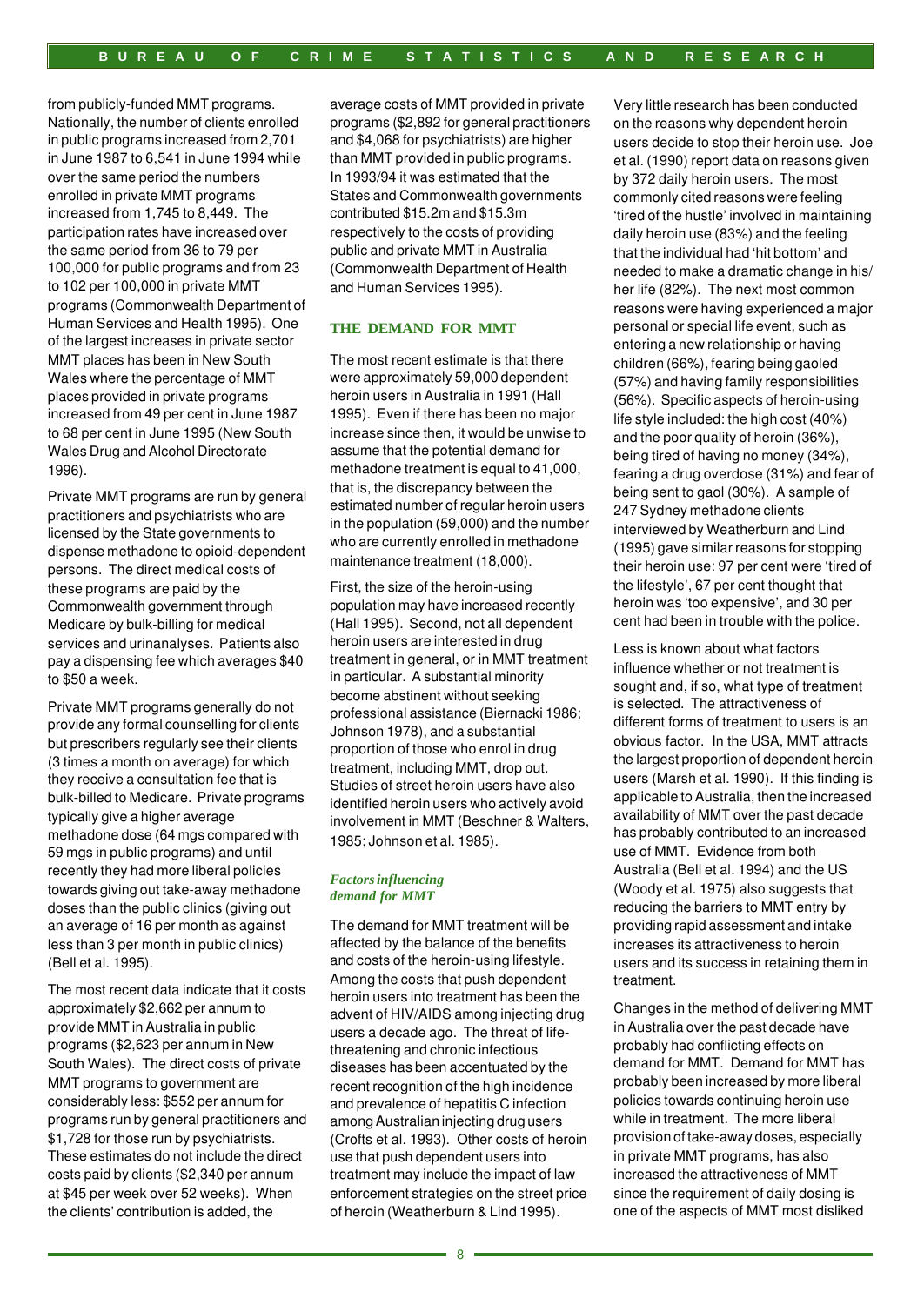from publicly-funded MMT programs. Nationally, the number of clients enrolled in public programs increased from 2,701 in June 1987 to 6,541 in June 1994 while over the same period the numbers enrolled in private MMT programs increased from 1,745 to 8,449. The participation rates have increased over the same period from 36 to 79 per 100,000 for public programs and from 23 to 102 per 100,000 in private MMT programs (Commonwealth Department of Human Services and Health 1995). One of the largest increases in private sector MMT places has been in New South Wales where the percentage of MMT places provided in private programs increased from 49 per cent in June 1987 to 68 per cent in June 1995 (New South Wales Drug and Alcohol Directorate 1996).

Private MMT programs are run by general practitioners and psychiatrists who are licensed by the State governments to dispense methadone to opioid-dependent persons. The direct medical costs of these programs are paid by the Commonwealth government through Medicare by bulk-billing for medical services and urinanalyses. Patients also pay a dispensing fee which averages $40 to $50 a week.

Private MMT programs generally do not provide any formal counselling for clients but prescribers regularly see their clients (3 times a month on average) for which they receive a consultation fee that is bulk-billed to Medicare. Private programs typically give a higher average methadone dose (64 mgs compared with 59 mgs in public programs) and until recently they had more liberal policies towards giving out take-away methadone doses than the public clinics (giving out an average of 16 per month as against less than 3 per month in public clinics) (Bell et al. 1995).

The most recent data indicate that it costs approximately $2,662 per annum to provide MMT in Australia in public programs ($2,623 per annum in New South Wales). The direct costs of private MMT programs to government are considerably less: $552 per annum for programs run by general practitioners and $1,728 for those run by psychiatrists. These estimates do not include the direct costs paid by clients ($2,340 per annum at $45 per week over 52 weeks). When the clients' contribution is added, the average costs of MMT provided in private programs ($2,892 for general practitioners and $4,068 for psychiatrists) are higher than MMT provided in public programs. In 1993/94 it was estimated that the States and Commonwealth governments contributed $15.2m and $15.3m respectively to the costs of providing public and private MMT in Australia (Commonwealth Department of Health and Human Services 1995).

## THE DEMAND FOR MMT

The most recent estimate is that there were approximately 59,000 dependent heroin users in Australia in 1991 (Hall 1995). Even if there has been no major increase since then, it would be unwise to assume that the potential demand for methadone treatment is equal to 41,000, that is, the discrepancy between the estimated number of regular heroin users in the population (59,000) and the number who are currently enrolled in methadone maintenance treatment (18,000).

First, the size of the heroin-using population may have increased recently (Hall 1995). Second, not all dependent heroin users are interested in drug treatment in general, or in MMT treatment in particular. A substantial minority become abstinent without seeking professional assistance (Biernacki 1986; Johnson 1978), and a substantial proportion of those who enrol in drug treatment, including MMT, drop out. Studies of street heroin users have also identified heroin users who actively avoid involvement in MMT (Beschner & Walters, 1985; Johnson et al. 1985).

### *Factors influencing demand for MMT*

The demand for MMT treatment will be affected by the balance of the benefits and costs of the heroin-using lifestyle. Among the costs that push dependent heroin users into treatment has been the advent of HIV/AIDS among injecting drug users a decade ago. The threat of life-threatening and chronic infectious diseases has been accentuated by the recent recognition of the high incidence and prevalence of hepatitis C infection among Australian injecting drug users (Crofts et al. 1993). Other costs of heroin use that push dependent users into treatment may include the impact of law enforcement strategies on the street price of heroin (Weatherburn & Lind 1995).

Very little research has been conducted on the reasons why dependent heroin users decide to stop their heroin use. Joe et al. (1990) report data on reasons given by 372 daily heroin users. The most commonly cited reasons were feeling 'tired of the hustle' involved in maintaining daily heroin use (83%) and the feeling that the individual had 'hit bottom' and needed to make a dramatic change in his/her life (82%). The next most common reasons were having experienced a major personal or special life event, such as entering a new relationship or having children (66%), fearing being gaoled (57%) and having family responsibilities (56%). Specific aspects of heroin-using life style included: the high cost (40%) and the poor quality of heroin (36%), being tired of having no money (34%), fearing a drug overdose (31%) and fear of being sent to gaol (30%). A sample of 247 Sydney methadone clients interviewed by Weatherburn and Lind (1995) gave similar reasons for stopping their heroin use: 97 per cent were 'tired of the lifestyle', 67 per cent thought that heroin was 'too expensive', and 30 per cent had been in trouble with the police.

Less is known about what factors influence whether or not treatment is sought and, if so, what type of treatment is selected. The attractiveness of different forms of treatment to users is an obvious factor. In the USA, MMT attracts the largest proportion of dependent heroin users (Marsh et al. 1990). If this finding is applicable to Australia, then the increased availability of MMT over the past decade has probably contributed to an increased use of MMT. Evidence from both Australia (Bell et al. 1994) and the US (Woody et al. 1975) also suggests that reducing the barriers to MMT entry by providing rapid assessment and intake increases its attractiveness to heroin users and its success in retaining them in treatment.

Changes in the method of delivering MMT in Australia over the past decade have probably had conflicting effects on demand for MMT. Demand for MMT has probably been increased by more liberal policies towards continuing heroin use while in treatment. The more liberal provision of take-away doses, especially in private MMT programs, has also increased the attractiveness of MMT since the requirement of daily dosing is one of the aspects of MMT most disliked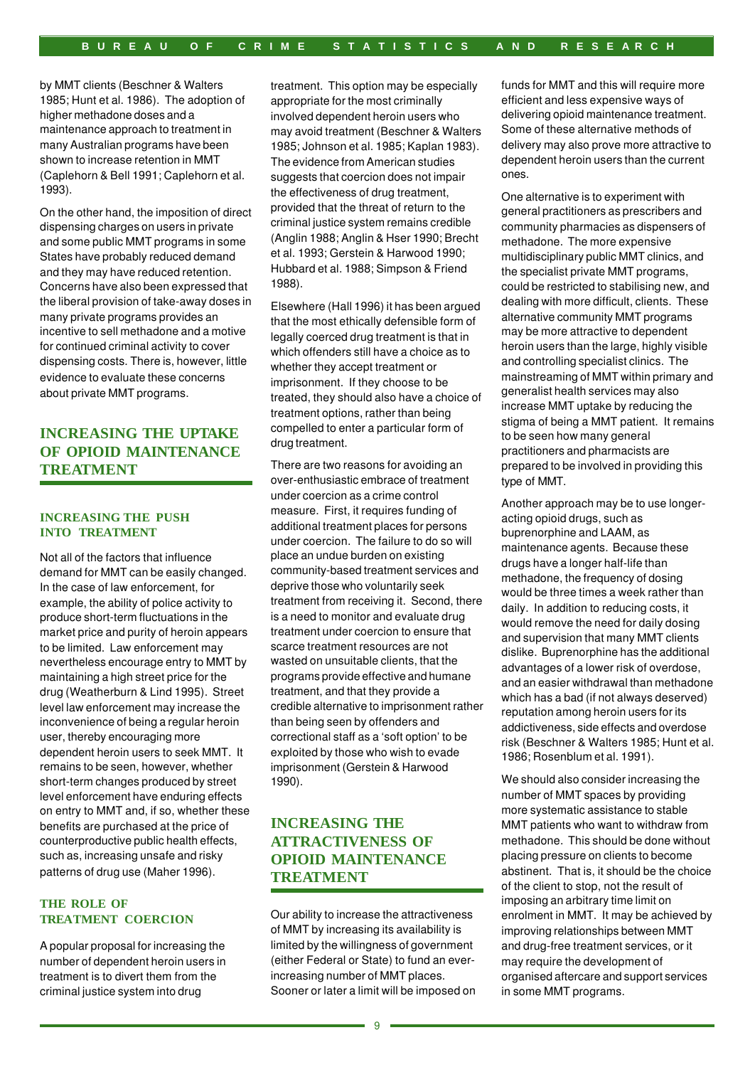by MMT clients (Beschner & Walters 1985; Hunt et al. 1986). The adoption of higher methadone doses and a maintenance approach to treatment in many Australian programs have been shown to increase retention in MMT (Caplehorn & Bell 1991; Caplehorn et al. 1993).

On the other hand, the imposition of direct dispensing charges on users in private and some public MMT programs in some States have probably reduced demand and they may have reduced retention. Concerns have also been expressed that the liberal provision of take-away doses in many private programs provides an incentive to sell methadone and a motive for continued criminal activity to cover dispensing costs. There is, however, little evidence to evaluate these concerns about private MMT programs.

## INCREASING THE UPTAKE OF OPIOID MAINTENANCE TREATMENT

### INCREASING THE PUSH INTO TREATMENT

Not all of the factors that influence demand for MMT can be easily changed. In the case of law enforcement, for example, the ability of police activity to produce short-term fluctuations in the market price and purity of heroin appears to be limited. Law enforcement may nevertheless encourage entry to MMT by maintaining a high street price for the drug (Weatherburn & Lind 1995). Street level law enforcement may increase the inconvenience of being a regular heroin user, thereby encouraging more dependent heroin users to seek MMT. It remains to be seen, however, whether short-term changes produced by street level enforcement have enduring effects on entry to MMT and, if so, whether these benefits are purchased at the price of counterproductive public health effects, such as, increasing unsafe and risky patterns of drug use (Maher 1996).

### THE ROLE OF TREATMENT COERCION

A popular proposal for increasing the number of dependent heroin users in treatment is to divert them from the criminal justice system into drug treatment. This option may be especially appropriate for the most criminally involved dependent heroin users who may avoid treatment (Beschner & Walters 1985; Johnson et al. 1985; Kaplan 1983). The evidence from American studies suggests that coercion does not impair the effectiveness of drug treatment, provided that the threat of return to the criminal justice system remains credible (Anglin 1988; Anglin & Hser 1990; Brecht et al. 1993; Gerstein & Harwood 1990; Hubbard et al. 1988; Simpson & Friend 1988).

Elsewhere (Hall 1996) it has been argued that the most ethically defensible form of legally coerced drug treatment is that in which offenders still have a choice as to whether they accept treatment or imprisonment. If they choose to be treated, they should also have a choice of treatment options, rather than being compelled to enter a particular form of drug treatment.

There are two reasons for avoiding an over-enthusiastic embrace of treatment under coercion as a crime control measure. First, it requires funding of additional treatment places for persons under coercion. The failure to do so will place an undue burden on existing community-based treatment services and deprive those who voluntarily seek treatment from receiving it. Second, there is a need to monitor and evaluate drug treatment under coercion to ensure that scarce treatment resources are not wasted on unsuitable clients, that the programs provide effective and humane treatment, and that they provide a credible alternative to imprisonment rather than being seen by offenders and correctional staff as a 'soft option' to be exploited by those who wish to evade imprisonment (Gerstein & Harwood 1990).

## INCREASING THE ATTRACTIVENESS OF OPIOID MAINTENANCE TREATMENT

Our ability to increase the attractiveness of MMT by increasing its availability is limited by the willingness of government (either Federal or State) to fund an ever-increasing number of MMT places. Sooner or later a limit will be imposed on funds for MMT and this will require more efficient and less expensive ways of delivering opioid maintenance treatment. Some of these alternative methods of delivery may also prove more attractive to dependent heroin users than the current ones.

One alternative is to experiment with general practitioners as prescribers and community pharmacies as dispensers of methadone. The more expensive multidisciplinary public MMT clinics, and the specialist private MMT programs, could be restricted to stabilising new, and dealing with more difficult, clients. These alternative community MMT programs may be more attractive to dependent heroin users than the large, highly visible and controlling specialist clinics. The mainstreaming of MMT within primary and generalist health services may also increase MMT uptake by reducing the stigma of being a MMT patient. It remains to be seen how many general practitioners and pharmacists are prepared to be involved in providing this type of MMT.

Another approach may be to use longer-acting opioid drugs, such as buprenorphine and LAAM, as maintenance agents. Because these drugs have a longer half-life than methadone, the frequency of dosing would be three times a week rather than daily. In addition to reducing costs, it would remove the need for daily dosing and supervision that many MMT clients dislike. Buprenorphine has the additional advantages of a lower risk of overdose, and an easier withdrawal than methadone which has a bad (if not always deserved) reputation among heroin users for its addictiveness, side effects and overdose risk (Beschner & Walters 1985; Hunt et al. 1986; Rosenblum et al. 1991).

We should also consider increasing the number of MMT spaces by providing more systematic assistance to stable MMT patients who want to withdraw from methadone. This should be done without placing pressure on clients to become abstinent. That is, it should be the choice of the client to stop, not the result of imposing an arbitrary time limit on enrolment in MMT. It may be achieved by improving relationships between MMT and drug-free treatment services, or it may require the development of organised aftercare and support services in some MMT programs.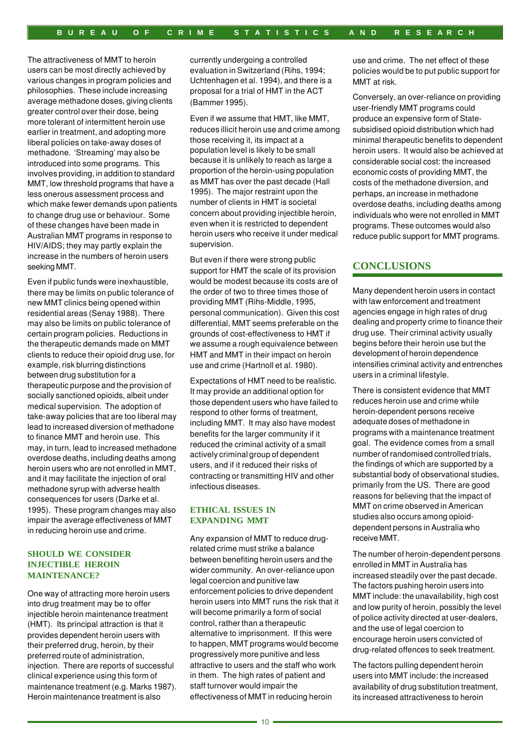The attractiveness of MMT to heroin users can be most directly achieved by various changes in program policies and philosophies. These include increasing average methadone doses, giving clients greater control over their dose, being more tolerant of intermittent heroin use earlier in treatment, and adopting more liberal policies on take-away doses of methadone. 'Streaming' may also be introduced into some programs. This involves providing, in addition to standard MMT, low threshold programs that have a less onerous assessment process and which make fewer demands upon patients to change drug use or behaviour. Some of these changes have been made in Australian MMT programs in response to HIV/AIDS; they may partly explain the increase in the numbers of heroin users seeking MMT.

Even if public funds were inexhaustible, there may be limits on public tolerance of new MMT clinics being opened within residential areas (Senay 1988). There may also be limits on public tolerance of certain program policies. Reductions in the therapeutic demands made on MMT clients to reduce their opioid drug use, for example, risk blurring distinctions between drug substitution for a therapeutic purpose and the provision of socially sanctioned opioids, albeit under medical supervision. The adoption of take-away policies that are too liberal may lead to increased diversion of methadone to finance MMT and heroin use. This may, in turn, lead to increased methadone overdose deaths, including deaths among heroin users who are not enrolled in MMT, and it may facilitate the injection of oral methadone syrup with adverse health consequences for users (Darke et al. 1995). These program changes may also impair the average effectiveness of MMT in reducing heroin use and crime.

### SHOULD WE CONSIDER INJECTIBLE HEROIN MAINTENANCE?

One way of attracting more heroin users into drug treatment may be to offer injectible heroin maintenance treatment (HMT). Its principal attraction is that it provides dependent heroin users with their preferred drug, heroin, by their preferred route of administration, injection. There are reports of successful clinical experience using this form of maintenance treatment (e.g. Marks 1987). Heroin maintenance treatment is also currently undergoing a controlled evaluation in Switzerland (Rihs, 1994; Uchtenhagen et al. 1994), and there is a proposal for a trial of HMT in the ACT (Bammer 1995).

Even if we assume that HMT, like MMT, reduces illicit heroin use and crime among those receiving it, its impact at a population level is likely to be small because it is unlikely to reach as large a proportion of the heroin-using population as MMT has over the past decade (Hall 1995). The major restraint upon the number of clients in HMT is societal concern about providing injectible heroin, even when it is restricted to dependent heroin users who receive it under medical supervision.

But even if there were strong public support for HMT the scale of its provision would be modest because its costs are of the order of two to three times those of providing MMT (Rihs-Middle, 1995, personal communication). Given this cost differential, MMT seems preferable on the grounds of cost-effectiveness to HMT if we assume a rough equivalence between HMT and MMT in their impact on heroin use and crime (Hartnoll et al. 1980).

Expectations of HMT need to be realistic. It may provide an additional option for those dependent users who have failed to respond to other forms of treatment, including MMT. It may also have modest benefits for the larger community if it reduced the criminal activity of a small actively criminal group of dependent users, and if it reduced their risks of contracting or transmitting HIV and other infectious diseases.

### ETHICAL ISSUES IN EXPANDING MMT

Any expansion of MMT to reduce drug-related crime must strike a balance between benefiting heroin users and the wider community. An over-reliance upon legal coercion and punitive law enforcement policies to drive dependent heroin users into MMT runs the risk that it will become primarily a form of social control, rather than a therapeutic alternative to imprisonment. If this were to happen, MMT programs would become progressively more punitive and less attractive to users and the staff who work in them. The high rates of patient and staff turnover would impair the effectiveness of MMT in reducing heroin use and crime. The net effect of these policies would be to put public support for MMT at risk.

Conversely, an over-reliance on providing user-friendly MMT programs could produce an expensive form of State-subsidised opioid distribution which had minimal therapeutic benefits to dependent heroin users. It would also be achieved at considerable social cost: the increased economic costs of providing MMT, the costs of the methadone diversion, and perhaps, an increase in methadone overdose deaths, including deaths among individuals who were not enrolled in MMT programs. These outcomes would also reduce public support for MMT programs.

## CONCLUSIONS

Many dependent heroin users in contact with law enforcement and treatment agencies engage in high rates of drug dealing and property crime to finance their drug use. Their criminal activity usually begins before their heroin use but the development of heroin dependence intensifies criminal activity and entrenches users in a criminal lifestyle.

There is consistent evidence that MMT reduces heroin use and crime while heroin-dependent persons receive adequate doses of methadone in programs with a maintenance treatment goal. The evidence comes from a small number of randomised controlled trials, the findings of which are supported by a substantial body of observational studies, primarily from the US. There are good reasons for believing that the impact of MMT on crime observed in American studies also occurs among opioid-dependent persons in Australia who receive MMT.

The number of heroin-dependent persons enrolled in MMT in Australia has increased steadily over the past decade. The factors pushing heroin users into MMT include: the unavailability, high cost and low purity of heroin, possibly the level of police activity directed at user-dealers, and the use of legal coercion to encourage heroin users convicted of drug-related offences to seek treatment.

The factors pulling dependent heroin users into MMT include: the increased availability of drug substitution treatment, its increased attractiveness to heroin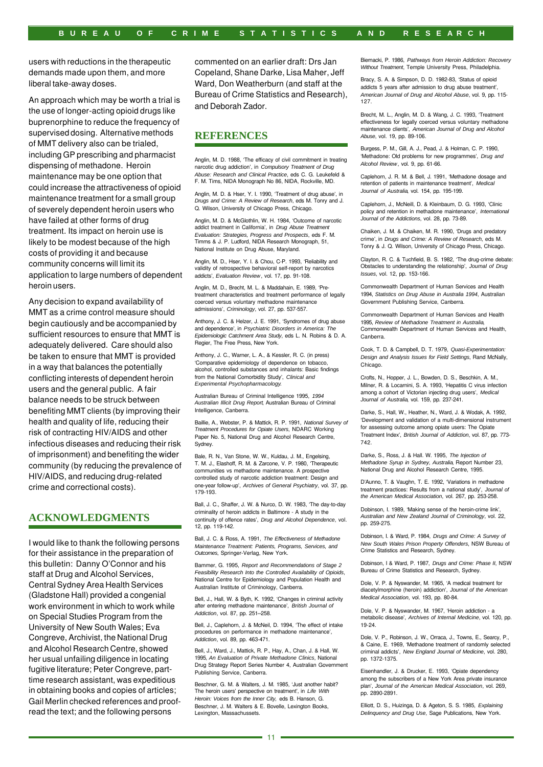users with reductions in the therapeutic demands made upon them, and more liberal take-away doses.

An approach which may be worth a trial is the use of longer-acting opioid drugs like buprenorphine to reduce the frequency of supervised dosing. Alternative methods of MMT delivery also can be trialed, including GP prescribing and pharmacist dispensing of methadone. Heroin maintenance may be one option that could increase the attractiveness of opioid maintenance treatment for a small group of severely dependent heroin users who have failed at other forms of drug treatment. Its impact on heroin use is likely to be modest because of the high costs of providing it and because community concerns will limit its application to large numbers of dependent heroin users.

Any decision to expand availability of MMT as a crime control measure should begin cautiously and be accompanied by sufficient resources to ensure that MMT is adequately delivered. Care should also be taken to ensure that MMT is provided in a way that balances the potentially conflicting interests of dependent heroin users and the general public. A fair balance needs to be struck between benefiting MMT clients (by improving their health and quality of life, reducing their risk of contracting HIV/AIDS and other infectious diseases and reducing their risk of imprisonment) and benefiting the wider community (by reducing the prevalence of HIV/AIDS, and reducing drug-related crime and correctional costs).

## ACKNOWLEDGMENTS

I would like to thank the following persons for their assistance in the preparation of this bulletin: Danny O'Connor and his staff at Drug and Alcohol Services, Central Sydney Area Health Services (Gladstone Hall) provided a congenial work environment in which to work while on Special Studies Program from the University of New South Wales; Eva Congreve, Archivist, the National Drug and Alcohol Research Centre, showed her usual unfailing diligence in locating fugitive literature; Peter Congreve, part-time research assistant, was expeditious in obtaining books and copies of articles; Gail Merlin checked references and proof-read the text; and the following persons commented on an earlier draft: Drs Jan Copeland, Shane Darke, Lisa Maher, Jeff Ward, Don Weatherburn (and staff at the Bureau of Crime Statistics and Research), and Deborah Zador.

## REFERENCES

Anglin, M. D. 1988, 'The efficacy of civil commitment in treating narcotic drug addiction', in *Compulsory Treatment of Drug Abuse: Research and Clinical Practice*, eds C. G. Leukefeld & F. M. Tims, NIDA Monograph No 86, NIDA, Rockville, MD.

Anglin, M. D. & Hser, Y. I. 1990, 'Treatment of drug abuse', in *Drugs and Crime: A Review of Research*, eds M. Tonry and J. Q. Wilson, University of Chicago Press, Chicago.

Anglin, M. D. & McGlothlin, W. H. 1984, 'Outcome of narcotic addict treatment in California', in *Drug Abuse Treatment Evaluation: Strategies, Progress and Prospects*, eds F. M. Timms & J. P. Ludford, NIDA Research Monograph, 51, National Institute on Drug Abuse, Maryland.

Anglin, M. D., Hser, Y. I. & Chou, C-P. 1993, 'Reliability and validity of retrospective behavioral self-report by narcotics addicts', *Evaluation Review*, vol. 17, pp. 91-108.

Anglin, M. D., Brecht, M. L. & Maddahain, E. 1989, 'Pre-treatment characteristics and treatment performance of legally coerced versus voluntary methadone maintenance admissions', *Criminology*, vol. 27, pp. 537-557.

Anthony, J. C. & Helzer, J. E. 1991, 'Syndromes of drug abuse and dependence', in *Psychiatric Disorders in America: The Epidemiologic Catchment Area Study*, eds L. N. Robins & D. A. Regier, The Free Press, New York.

Anthony, J. C., Warner, L. A., & Kessler, R. C. (in press) 'Comparative epidemiology of dependence on tobacco, alcohol, controlled substances and inhalants: Basic findings from the National Comorbidity Study', *Clinical and Experimental Psychopharmacology*.

Australian Bureau of Criminal Intelligence 1995, *1994 Australian Illicit Drug Report*, Australian Bureau of Criminal Intelligence, Canberra.

Baillie, A., Webster, P. & Mattick, R. P. 1991, *National Survey of Treatment Procedures for Opiate Users*, NDARC Working Paper No. 5, National Drug and Alcohol Research Centre, Sydney.

Bale, R. N., Van Stone, W. W., Kuldau, J. M., Engelsing, T. M. J., Elashoff, R. M. & Zarcone, V. P. 1980, 'Therapeutic communities vs methadone maintenance. A prospective controlled study of narcotic addiction treatment: Design and one-year follow-up', *Archives of General Psychiatry*, vol. 37, pp. 179-193.

Ball, J. C., Shaffer, J. W. & Nurco, D. W. 1983, 'The day-to-day criminality of heroin addicts in Baltimore - A study in the continuity of offence rates', *Drug and Alcohol Dependence*, vol. 12, pp. 119-142.

Ball, J. C. & Ross, A. 1991, *The Effectiveness of Methadone Maintenance Treatment: Patients, Programs, Services, and Outcomes*, Springer-Verlag, New York.

Bammer, G. 1995, *Report and Recommendations of Stage 2 Feasibility Research Into the Controlled Availability of Opioids*, National Centre for Epidemiology and Population Health and Australian Institute of Criminology, Canberra.

Bell, J., Hall, W. & Byth, K. 1992, 'Changes in criminal activity after entering methadone maintenance', *British Journal of Addiction*, vol. 87, pp. 251–258.

Bell, J., Caplehorn, J. & McNeil, D. 1994, 'The effect of intake procedures on performance in methadone maintenance', *Addiction*, vol. 89, pp. 463-471.

Bell, J., Ward, J., Mattick, R. P., Hay, A., Chan, J. & Hall, W. 1995, *An Evaluation of Private Methadone Clinics*, National Drug Strategy Report Series Number 4, Australian Government Publishing Service, Canberra.

Beschner, G. M. & Walters, J. M. 1985, 'Just another habit? The heroin users' perspective on treatment', in *Life With Heroin: Voices from the Inner City,* eds B. Hanson, G. Beschner, J. M. Walters & E. Bovelle, Lexington Books, Lexington, Massachussets.

Biernacki, P. 1986, *Pathways from Heroin Addiction: Recovery Without Treatment*, Temple University Press, Philadelphia.

Bracy, S. A. & Simpson, D. D. 1982-83, 'Status of opioid addicts 5 years after admission to drug abuse treatment', *American Journal of Drug and Alcohol Abuse*, vol. 9, pp. 115-127.

Brecht, M. L., Anglin, M. D. & Wang, J. C. 1993, 'Treatment effectiveness for legally coerced versus voluntary methadone maintenance clients', *American Journal of Drug and Alcohol Abuse*, vol. 19, pp. 89-106.

Burgess, P. M., Gill, A. J., Pead, J. & Holman, C. P. 1990, 'Methadone: Old problems for new programmes', *Drug and Alcohol Review*, vol. 9, pp. 61-66.

Caplehorn, J. R. M. & Bell, J. 1991, 'Methadone dosage and retention of patients in maintenance treatment', *Medical Journal of Australia*, vol. 154, pp. 195-199.

Caplehorn, J., McNeill, D. & Kleinbaum, D. G. 1993, 'Clinic policy and retention in methadone maintenance', *International Journal of the Addictions*, vol. 28, pp. 73-89.

Chaiken, J. M. & Chaiken, M. R. 1990, 'Drugs and predatory crime', in *Drugs and Crime: A Review of Research*, eds M. Tonry & J. Q. Wilson, University of Chicago Press, Chicago.

Clayton, R. C. & Tuchfield, B. S. 1982, 'The drug-crime debate: Obstacles to understanding the relationship', *Journal of Drug Issues*, vol. 12, pp. 153-166.

Commonwealth Department of Human Services and Health 1994, *Statistics on Drug Abuse in Australia 1994*, Australian Government Publishing Service, Canberra.

Commonwealth Department of Human Services and Health 1995, *Review of Methadone Treatment in Australia*, Commonwealth Department of Human Services and Health, Canberra.

Cook, T. D. & Campbell, D. T. 1979, *Quasi-Experimentation: Design and Analysis Issues for Field Settings*, Rand McNally, Chicago.

Crofts, N., Hopper, J. L., Bowden, D. S., Beschkin, A. M., Milner, R. & Locarnini, S. A. 1993, 'Hepatitis C virus infection among a cohort of Victorian injecting drug users', *Medical Journal of Australia*, vol. 159, pp. 237-241.

Darke, S., Hall, W., Heather, N., Ward, J. & Wodak, A. 1992, 'Development and validation of a multi-dimensional instrument for assessing outcome among opiate users: The Opiate Treatment Index', *British Journal of Addiction*, vol. 87, pp. 773-742.

Darke, S., Ross, J. & Hall. W. 1995, *The Injection of Methadone Syrup in Sydney, Australia*, Report Number 23, National Drug and Alcohol Research Centre, 1995.

D'Aunno, T. & Vaughn, T. E. 1992, 'Variations in methadone treatment practices: Results from a national study', *Journal of the American Medical Association*, vol. 267, pp. 253-258.

Dobinson, I. 1989, 'Making sense of the heroin-crime link', *Australian and New Zealand Journal of Criminology*, vol. 22, pp. 259-275.

Dobinson, I. & Ward, P. 1984, *Drugs and Crime: A Survey of New South Wales Prison Property Offenders*, NSW Bureau of Crime Statistics and Research, Sydney.

Dobinson, I & Ward, P. 1987, *Drugs and Crime: Phase II*, NSW Bureau of Crime Statistics and Research, Sydney.

Dole, V. P. & Nyswander, M. 1965, 'A medical treatment for diacetylmorphine (heroin) addiction', *Journal of the American Medical Association*, vol. 193, pp. 80-84.

Dole, V. P. & Nyswander, M. 1967, 'Heroin addiction - a metabolic disease', *Archives of Internal Medicine*, vol. 120, pp. 19-24.

Dole, V. P., Robinson, J. W., Orraca, J., Towns, E., Searcy, P., & Caine, E. 1969, 'Methadone treatment of randomly selected criminal addicts', *New England Journal of Medicine*, vol. 280, pp. 1372-1375.

Eisenhandler, J. & Drucker, E. 1993, 'Opiate dependency among the subscribers of a New York Area private insurance plan', *Journal of the American Medical Association*, vol. 269, pp. 2890-2891.

Elliott, D. S., Huizinga, D. & Ageton, S. S. 1985, *Explaining Delinquency and Drug Use*, Sage Publications, New York.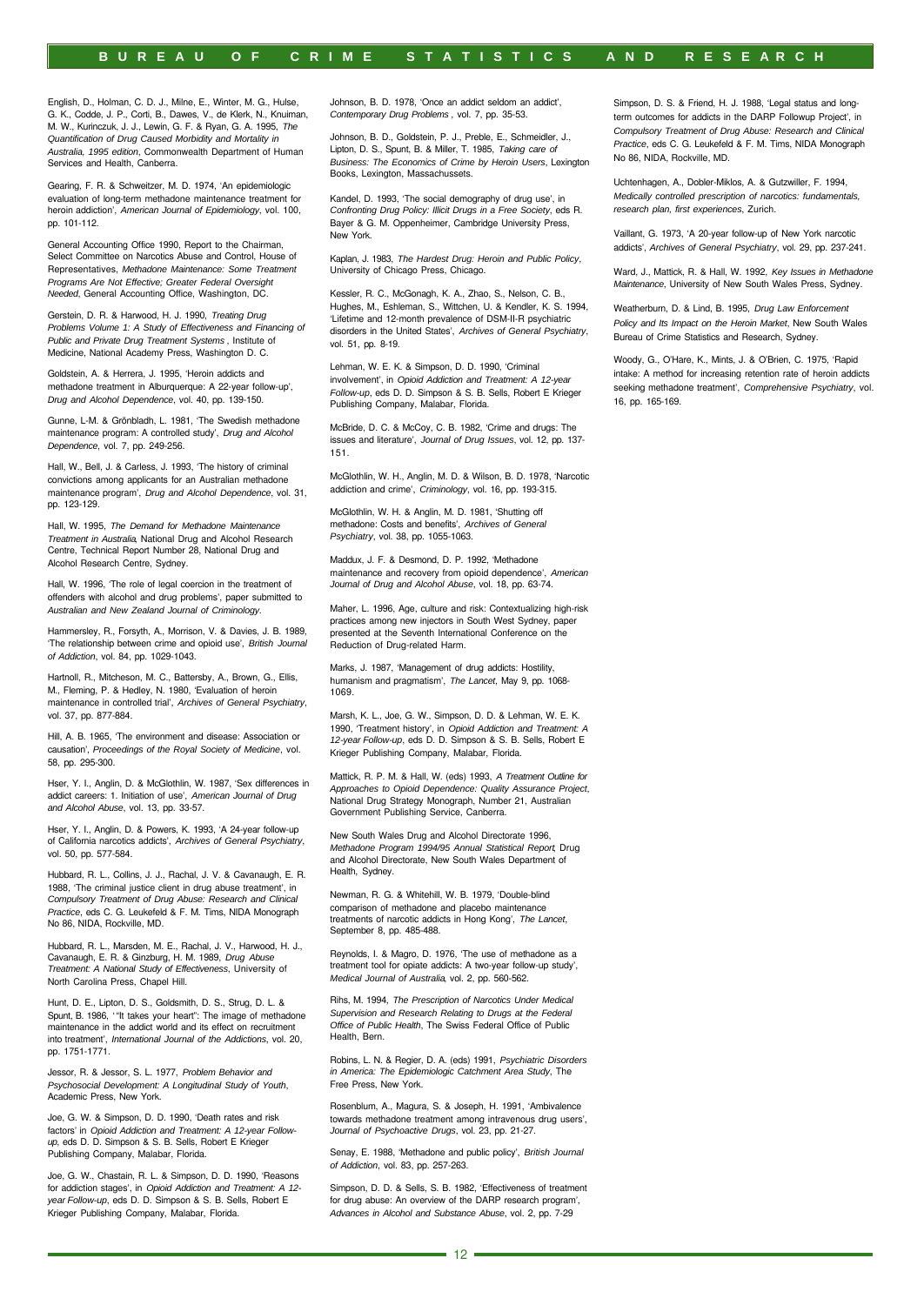English, D., Holman, C. D. J., Milne, E., Winter, M. G., Hulse, G. K., Codde, J. P., Corti, B., Dawes, V., de Klerk, N., Knuiman, M. W., Kurinczuk, J. J., Lewin, G. F. & Ryan, G. A. 1995, *The Quantification of Drug Caused Morbidity and Mortality in Australia, 1995 edition*, Commonwealth Department of Human Services and Health, Canberra.

Gearing, F. R. & Schweitzer, M. D. 1974, 'An epidemiologic evaluation of long-term methadone maintenance treatment for heroin addiction', *American Journal of Epidemiology*, vol. 100, pp. 101-112.

General Accounting Office 1990, Report to the Chairman, Select Committee on Narcotics Abuse and Control, House of Representatives, *Methadone Maintenance: Some Treatment Programs Are Not Effective; Greater Federal Oversight Needed*, General Accounting Office, Washington, DC.

Gerstein, D. R. & Harwood, H. J. 1990, *Treating Drug Problems Volume 1: A Study of Effectiveness and Financing of Public and Private Drug Treatment Systems* , Institute of Medicine, National Academy Press, Washington D. C.

Goldstein, A. & Herrera, J. 1995, 'Heroin addicts and methadone treatment in Alburquerque: A 22-year follow-up', *Drug and Alcohol Dependence*, vol. 40, pp. 139-150.

Gunne, L-M. & Grönbladh, L. 1981, 'The Swedish methadone maintenance program: A controlled study', *Drug and Alcohol Dependence*, vol. 7, pp. 249-256.

Hall, W., Bell, J. & Carless, J. 1993, 'The history of criminal convictions among applicants for an Australian methadone maintenance program', *Drug and Alcohol Dependence*, vol. 31, pp. 123-129.

Hall, W. 1995, *The Demand for Methadone Maintenance Treatment in Australia*, National Drug and Alcohol Research Centre, Technical Report Number 28, National Drug and Alcohol Research Centre, Sydney.

Hall, W. 1996, 'The role of legal coercion in the treatment of offenders with alcohol and drug problems', paper submitted to *Australian and New Zealand Journal of Criminology*.

Hammersley, R., Forsyth, A., Morrison, V. & Davies, J. B. 1989, 'The relationship between crime and opioid use', *British Journal of Addiction*, vol. 84, pp. 1029-1043.

Hartnoll, R., Mitcheson, M. C., Battersby, A., Brown, G., Ellis, M., Fleming, P. & Hedley, N. 1980, 'Evaluation of heroin maintenance in controlled trial', *Archives of General Psychiatry*, vol. 37, pp. 877-884.

Hill, A. B. 1965, 'The environment and disease: Association or causation', *Proceedings of the Royal Society of Medicine*, vol. 58, pp. 295-300.

Hser, Y. I., Anglin, D. & McGlothlin, W. 1987, 'Sex differences in addict careers: 1. Initiation of use', *American Journal of Drug and Alcohol Abuse*, vol. 13, pp. 33-57.

Hser, Y. I., Anglin, D. & Powers, K. 1993, 'A 24-year follow-up of California narcotics addicts', *Archives of General Psychiatry*, vol. 50, pp. 577-584.

Hubbard, R. L., Collins, J. J., Rachal, J. V. & Cavanaugh, E. R. 1988, 'The criminal justice client in drug abuse treatment', in *Compulsory Treatment of Drug Abuse: Research and Clinical Practice*, eds C. G. Leukefeld & F. M. Tims, NIDA Monograph No 86, NIDA, Rockville, MD.

Hubbard, R. L., Marsden, M. E., Rachal, J. V., Harwood, H. J., Cavanaugh, E. R. & Ginzburg, H. M. 1989, *Drug Abuse Treatment: A National Study of Effectiveness*, University of North Carolina Press, Chapel Hill.

Hunt, D. E., Lipton, D. S., Goldsmith, D. S., Strug, D. L. & Spunt, B. 1986, ' "It takes your heart": The image of methadone maintenance in the addict world and its effect on recruitment into treatment', *International Journal of the Addictions*, vol. 20, pp. 1751-1771.

Jessor, R. & Jessor, S. L. 1977, *Problem Behavior and Psychosocial Development: A Longitudinal Study of Youth*, Academic Press, New York.

Joe, G. W. & Simpson, D. D. 1990, 'Death rates and risk factors' in *Opioid Addiction and Treatment: A 12-year Follow-up*, eds D. D. Simpson & S. B. Sells, Robert E Krieger Publishing Company, Malabar, Florida.

Joe, G. W., Chastain, R. L. & Simpson, D. D. 1990, 'Reasons for addiction stages', in *Opioid Addiction and Treatment: A 12-year Follow-up*, eds D. D. Simpson & S. B. Sells, Robert E Krieger Publishing Company, Malabar, Florida.

Johnson, B. D. 1978, 'Once an addict seldom an addict', *Contemporary Drug Problems* , vol. 7, pp. 35-53.

Johnson, B. D., Goldstein, P. J., Preble, E., Schmeidler, J., Lipton, D. S., Spunt, B. & Miller, T. 1985, *Taking care of Business: The Economics of Crime by Heroin Users*, Lexington Books, Lexington, Massachussets.

Kandel, D. 1993, 'The social demography of drug use', in *Confronting Drug Policy: Illicit Drugs in a Free Society*, eds R. Bayer & G. M. Oppenheimer, Cambridge University Press, New York.

Kaplan, J. 1983, *The Hardest Drug: Heroin and Public Policy*, University of Chicago Press, Chicago.

Kessler, R. C., McGonagh, K. A., Zhao, S., Nelson, C. B., Hughes, M., Eshleman, S., Wittchen, U. & Kendler, K. S. 1994, 'Lifetime and 12-month prevalence of DSM-II-R psychiatric disorders in the United States', *Archives of General Psychiatry*, vol. 51, pp. 8-19.

Lehman, W. E. K. & Simpson, D. D. 1990, 'Criminal involvement', in *Opioid Addiction and Treatment: A 12-year Follow-up*, eds D. D. Simpson & S. B. Sells, Robert E Krieger Publishing Company, Malabar, Florida.

McBride, D. C. & McCoy, C. B. 1982, 'Crime and drugs: The issues and literature', *Journal of Drug Issues*, vol. 12, pp. 137-151.

McGlothlin, W. H., Anglin, M. D. & Wilson, B. D. 1978, 'Narcotic addiction and crime', *Criminology*, vol. 16, pp. 193-315.

McGlothlin, W. H. & Anglin, M. D. 1981, 'Shutting off methadone: Costs and benefits', *Archives of General Psychiatry*, vol. 38, pp. 1055-1063.

Maddux, J. F. & Desmond, D. P. 1992, 'Methadone maintenance and recovery from opioid dependence', *American Journal of Drug and Alcohol Abuse*, vol. 18, pp. 63-74.

Maher, L. 1996, Age, culture and risk: Contextualizing high-risk practices among new injectors in South West Sydney, paper presented at the Seventh International Conference on the Reduction of Drug-related Harm.

Marks, J. 1987, 'Management of drug addicts: Hostility, humanism and pragmatism', *The Lancet*, May 9, pp. 1068-1069.

Marsh, K. L., Joe, G. W., Simpson, D. D. & Lehman, W. E. K. 1990, 'Treatment history', in *Opioid Addiction and Treatment: A 12-year Follow-up*, eds D. D. Simpson & S. B. Sells, Robert E Krieger Publishing Company, Malabar, Florida.

Mattick, R. P. M. & Hall, W. (eds) 1993, *A Treatment Outline for Approaches to Opioid Dependence: Quality Assurance Project*, National Drug Strategy Monograph, Number 21, Australian Government Publishing Service, Canberra.

New South Wales Drug and Alcohol Directorate 1996, *Methadone Program 1994/95 Annual Statistical Report*, Drug and Alcohol Directorate, New South Wales Department of Health, Sydney.

Newman, R. G. & Whitehill, W. B. 1979, 'Double-blind comparison of methadone and placebo maintenance treatments of narcotic addicts in Hong Kong', *The Lancet*, September 8, pp. 485-488.

Reynolds, I. & Magro, D. 1976, 'The use of methadone as a treatment tool for opiate addicts: A two-year follow-up study', *Medical Journal of Australia*, vol. 2, pp. 560-562.

Rihs, M. 1994, *The Prescription of Narcotics Under Medical Supervision and Research Relating to Drugs at the Federal Office of Public Health*, The Swiss Federal Office of Public Health, Bern.

Robins, L. N. & Regier, D. A. (eds) 1991, *Psychiatric Disorders in America: The Epidemiologic Catchment Area Study*, The Free Press, New York.

Rosenblum, A., Magura, S. & Joseph, H. 1991, 'Ambivalence towards methadone treatment among intravenous drug users', *Journal of Psychoactive Drugs*, vol. 23, pp. 21-27.

Senay, E. 1988, 'Methadone and public policy', *British Journal of Addiction*, vol. 83, pp. 257-263.

Simpson, D. D. & Sells, S. B. 1982, 'Effectiveness of treatment for drug abuse: An overview of the DARP research program', *Advances in Alcohol and Substance Abuse*, vol. 2, pp. 7-29

Simpson, D. S. & Friend, H. J. 1988, 'Legal status and long-term outcomes for addicts in the DARP Followup Project', in *Compulsory Treatment of Drug Abuse: Research and Clinical Practice*, eds C. G. Leukefeld & F. M. Tims, NIDA Monograph No 86, NIDA, Rockville, MD.

Uchtenhagen, A., Dobler-Miklos, A. & Gutzwiller, F. 1994, *Medically controlled prescription of narcotics: fundamentals, research plan, first experiences*, Zurich.

Vaillant, G. 1973, 'A 20-year follow-up of New York narcotic addicts', *Archives of General Psychiatry*, vol. 29, pp. 237-241.

Ward, J., Mattick, R. & Hall, W. 1992, *Key Issues in Methadone Maintenance*, University of New South Wales Press, Sydney.

Weatherburn, D. & Lind, B. 1995, *Drug Law Enforcement Policy and Its Impact on the Heroin Market*, New South Wales Bureau of Crime Statistics and Research, Sydney.

Woody, G., O'Hare, K., Mints, J. & O'Brien, C. 1975, 'Rapid intake: A method for increasing retention rate of heroin addicts seeking methadone treatment', *Comprehensive Psychiatry*, vol. 16, pp. 165-169.